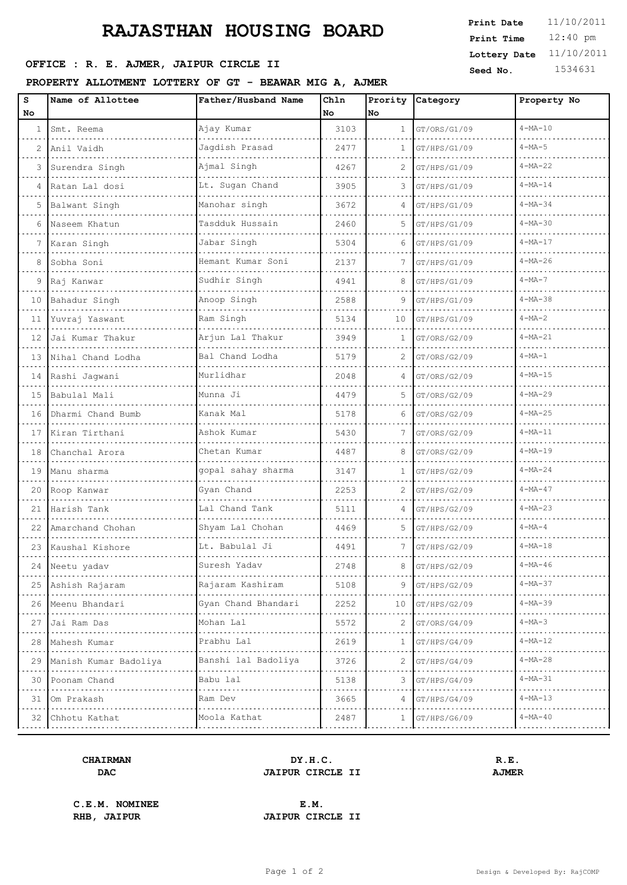# RAJASTHAN HOUSING BOARD

| | |
|---|---|
| **Print Date** | 11/10/2011 |
| **Print Time** | 12:40 pm |
| **Lottery Date** | 11/10/2011 |
| **Seed No.** | 1534631 |

**OFFICE : R. E. AJMER, JAIPUR CIRCLE II**

**PROPERTY ALLOTMENT LOTTERY OF GT - BEAWAR MIG A, AJMER**

| S No | Name of Allottee | Father/Husband Name | Chln No | Prority No | Category | Property No |
|---|---|---|---|---|---|---|
| 1 | Smt. Reema | Ajay Kumar | 3103 | 1 | GT/ORS/G1/09 | 4-MA-10 |
| 2 | Anil Vaidh | Jagdish Prasad | 2477 | 1 | GT/HPS/G1/09 | 4-MA-5 |
| 3 | Surendra Singh | Ajmal Singh | 4267 | 2 | GT/HPS/G1/09 | 4-MA-22 |
| 4 | Ratan Lal dosi | Lt. Sugan Chand | 3905 | 3 | GT/HPS/G1/09 | 4-MA-14 |
| 5 | Balwant Singh | Manohar singh | 3672 | 4 | GT/HPS/G1/09 | 4-MA-34 |
| 6 | Naseem Khatun | Tasdduk Hussain | 2460 | 5 | GT/HPS/G1/09 | 4-MA-30 |
| 7 | Karan Singh | Jabar Singh | 5304 | 6 | GT/HPS/G1/09 | 4-MA-17 |
| 8 | Sobha Soni | Hemant Kumar Soni | 2137 | 7 | GT/HPS/G1/09 | 4-MA-26 |
| 9 | Raj Kanwar | Sudhir Singh | 4941 | 8 | GT/HPS/G1/09 | 4-MA-7 |
| 10 | Bahadur Singh | Anoop Singh | 2588 | 9 | GT/HPS/G1/09 | 4-MA-38 |
| 11 | Yuvraj Yaswant | Ram Singh | 5134 | 10 | GT/HPS/G1/09 | 4-MA-2 |
| 12 | Jai Kumar Thakur | Arjun Lal Thakur | 3949 | 1 | GT/ORS/G2/09 | 4-MA-21 |
| 13 | Nihal Chand Lodha | Bal Chand Lodha | 5179 | 2 | GT/ORS/G2/09 | 4-MA-1 |
| 14 | Rashi Jagwani | Murlidhar | 2048 | 4 | GT/ORS/G2/09 | 4-MA-15 |
| 15 | Babulal Mali | Munna Ji | 4479 | 5 | GT/ORS/G2/09 | 4-MA-29 |
| 16 | Dharmi Chand Bumb | Kanak Mal | 5178 | 6 | GT/ORS/G2/09 | 4-MA-25 |
| 17 | Kiran Tirthani | Ashok Kumar | 5430 | 7 | GT/ORS/G2/09 | 4-MA-11 |
| 18 | Chanchal Arora | Chetan Kumar | 4487 | 8 | GT/ORS/G2/09 | 4-MA-19 |
| 19 | Manu sharma | gopal sahay sharma | 3147 | 1 | GT/HPS/G2/09 | 4-MA-24 |
| 20 | Roop Kanwar | Gyan Chand | 2253 | 2 | GT/HPS/G2/09 | 4-MA-47 |
| 21 | Harish Tank | Lal Chand Tank | 5111 | 4 | GT/HPS/G2/09 | 4-MA-23 |
| 22 | Amarchand Chohan | Shyam Lal Chohan | 4469 | 5 | GT/HPS/G2/09 | 4-MA-4 |
| 23 | Kaushal Kishore | Lt. Babulal Ji | 4491 | 7 | GT/HPS/G2/09 | 4-MA-18 |
| 24 | Neetu yadav | Suresh Yadav | 2748 | 8 | GT/HPS/G2/09 | 4-MA-46 |
| 25 | Ashish Rajaram | Rajaram Kashiram | 5108 | 9 | GT/HPS/G2/09 | 4-MA-37 |
| 26 | Meenu Bhandari | Gyan Chand Bhandari | 2252 | 10 | GT/HPS/G2/09 | 4-MA-39 |
| 27 | Jai Ram Das | Mohan Lal | 5572 | 2 | GT/ORS/G4/09 | 4-MA-3 |
| 28 | Mahesh Kumar | Prabhu Lal | 2619 | 1 | GT/HPS/G4/09 | 4-MA-12 |
| 29 | Manish Kumar Badoliya | Banshi lal Badoliya | 3726 | 2 | GT/HPS/G4/09 | 4-MA-28 |
| 30 | Poonam Chand | Babu lal | 5138 | 3 | GT/HPS/G4/09 | 4-MA-31 |
| 31 | Om Prakash | Ram Dev | 3665 | 4 | GT/HPS/G4/09 | 4-MA-13 |
| 32 | Chhotu Kathat | Moola Kathat | 2487 | 1 | GT/HPS/G6/09 | 4-MA-40 |

**CHAIRMAN**
**DAC**

**DY.H.C.**
**JAIPUR CIRCLE II**

**R.E.**
**AJMER**

**C.E.M. NOMINEE**
**RHB, JAIPUR**

**E.M.**
**JAIPUR CIRCLE II**

Design & Developed By: RajCOMP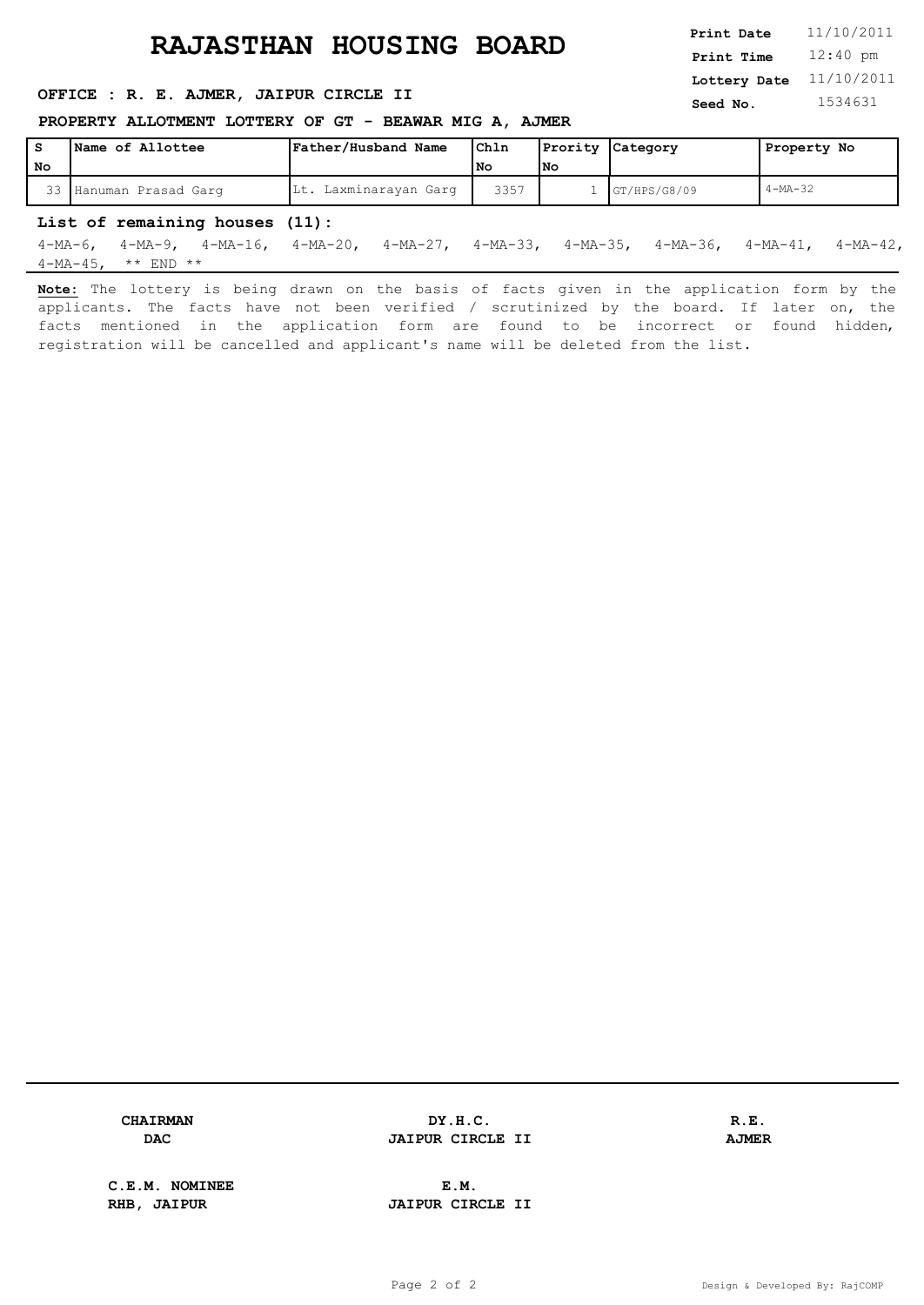# RAJASTHAN HOUSING BOARD

**Print Date** 11/10/2011
**Print Time** 12:40 pm
**Lottery Date** 11/10/2011
**Seed No.** 1534631

**OFFICE : R. E. AJMER, JAIPUR CIRCLE II**

**PROPERTY ALLOTMENT LOTTERY OF GT - BEAWAR MIG A, AJMER**

| S No | Name of Allottee | Father/Husband Name | Chln No | Prority No | Category | Property No |
|---|---|---|---|---|---|---|
| 33 | Hanuman Prasad Garg | Lt. Laxminarayan Garg | 3357 | 1 | GT/HPS/G8/09 | 4-MA-32 |

**List of remaining houses (11):**

4-MA-6, 4-MA-9, 4-MA-16, 4-MA-20, 4-MA-27, 4-MA-33, 4-MA-35, 4-MA-36, 4-MA-41, 4-MA-42, 4-MA-45, ** END **

**Note:** The lottery is being drawn on the basis of facts given in the application form by the applicants. The facts have not been verified / scrutinized by the board. If later on, the facts mentioned in the application form are found to be incorrect or found hidden, registration will be cancelled and applicant's name will be deleted from the list.

**CHAIRMAN**
**DAC**

**DY.H.C.**
**JAIPUR CIRCLE II**

**R.E.**
**AJMER**

**C.E.M. NOMINEE**
**RHB, JAIPUR**

**E.M.**
**JAIPUR CIRCLE II**

Design & Developed By: RajCOMP